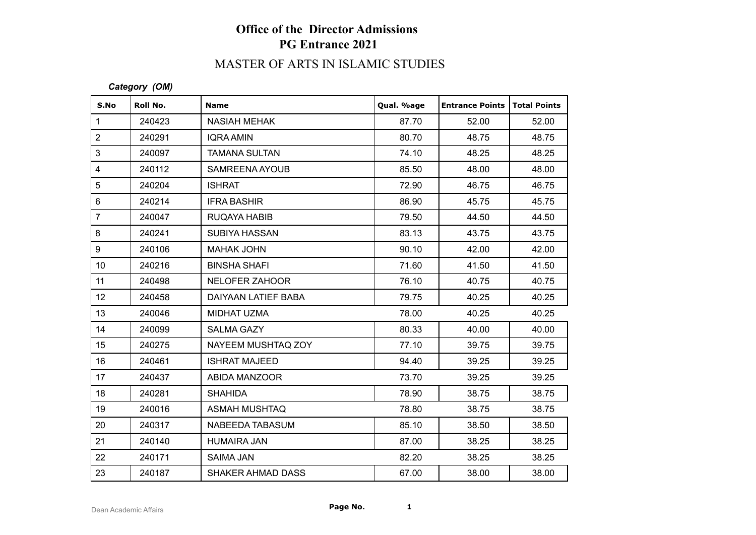# Office of the Director Admissions
# PG Entrance 2021

## MASTER OF ARTS IN ISLAMIC STUDIES

***Category (OM)***

| S.No | Roll No. | Name | Qual. %age | Entrance Points | Total Points |
|---|---|---|---|---|---|
| 1 | 240423 | NASIAH MEHAK | 87.70 | 52.00 | 52.00 |
| 2 | 240291 | IQRA AMIN | 80.70 | 48.75 | 48.75 |
| 3 | 240097 | TAMANA SULTAN | 74.10 | 48.25 | 48.25 |
| 4 | 240112 | SAMREENA AYOUB | 85.50 | 48.00 | 48.00 |
| 5 | 240204 | ISHRAT | 72.90 | 46.75 | 46.75 |
| 6 | 240214 | IFRA BASHIR | 86.90 | 45.75 | 45.75 |
| 7 | 240047 | RUQAYA HABIB | 79.50 | 44.50 | 44.50 |
| 8 | 240241 | SUBIYA HASSAN | 83.13 | 43.75 | 43.75 |
| 9 | 240106 | MAHAK JOHN | 90.10 | 42.00 | 42.00 |
| 10 | 240216 | BINSHA SHAFI | 71.60 | 41.50 | 41.50 |
| 11 | 240498 | NELOFER ZAHOOR | 76.10 | 40.75 | 40.75 |
| 12 | 240458 | DAIYAAN LATIEF BABA | 79.75 | 40.25 | 40.25 |
| 13 | 240046 | MIDHAT UZMA | 78.00 | 40.25 | 40.25 |
| 14 | 240099 | SALMA GAZY | 80.33 | 40.00 | 40.00 |
| 15 | 240275 | NAYEEM MUSHTAQ ZOY | 77.10 | 39.75 | 39.75 |
| 16 | 240461 | ISHRAT MAJEED | 94.40 | 39.25 | 39.25 |
| 17 | 240437 | ABIDA MANZOOR | 73.70 | 39.25 | 39.25 |
| 18 | 240281 | SHAHIDA | 78.90 | 38.75 | 38.75 |
| 19 | 240016 | ASMAH MUSHTAQ | 78.80 | 38.75 | 38.75 |
| 20 | 240317 | NABEEDA TABASUM | 85.10 | 38.50 | 38.50 |
| 21 | 240140 | HUMAIRA JAN | 87.00 | 38.25 | 38.25 |
| 22 | 240171 | SAIMA JAN | 82.20 | 38.25 | 38.25 |
| 23 | 240187 | SHAKER AHMAD DASS | 67.00 | 38.00 | 38.00 |

Dean Academic Affairs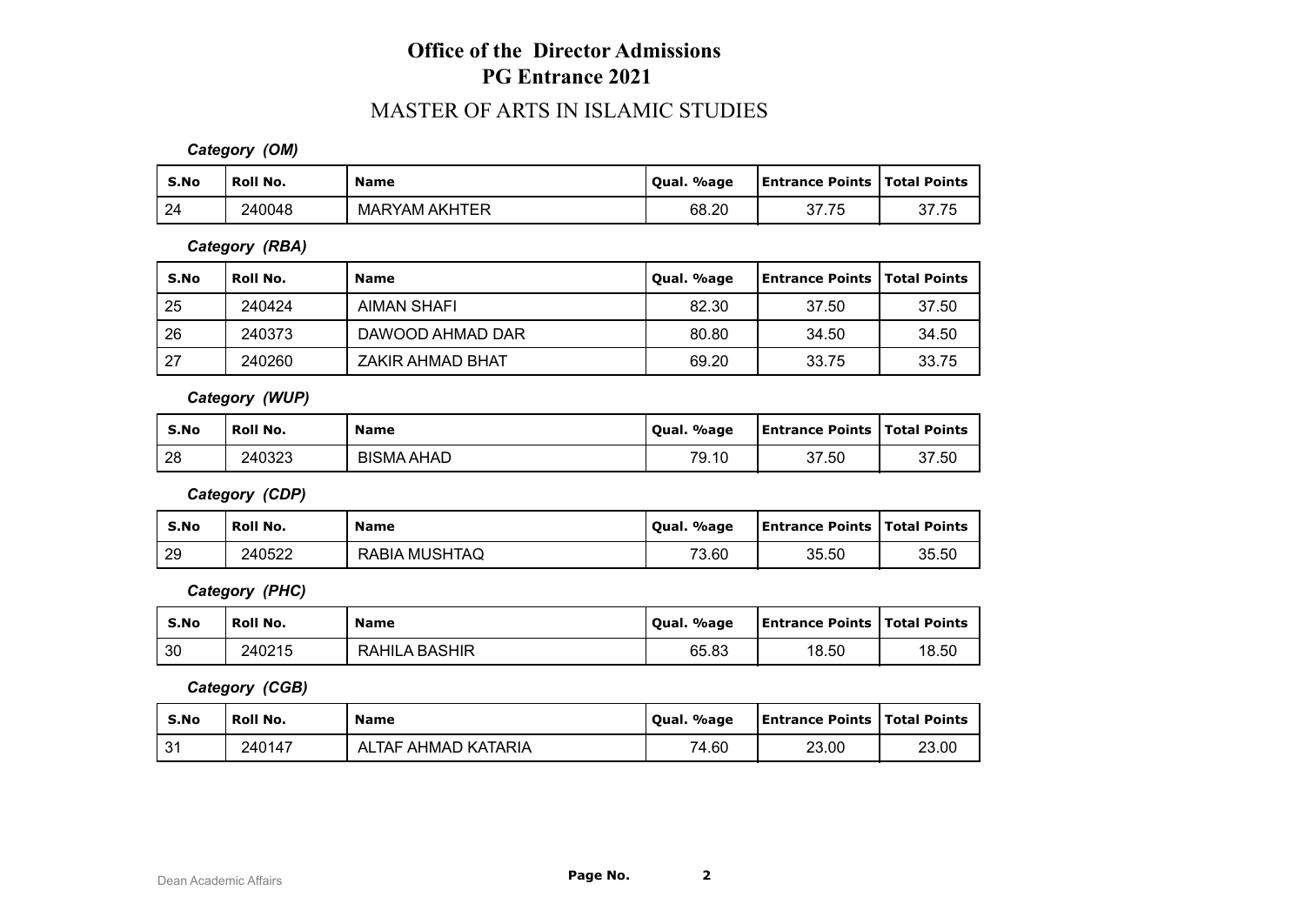# Office of the Director Admissions

## PG Entrance 2021

## MASTER OF ARTS IN ISLAMIC STUDIES

***Category (OM)***

| S.No | Roll No. | Name | Qual. %age | Entrance Points | Total Points |
|---|---|---|---|---|---|
| 24 | 240048 | MARYAM AKHTER | 68.20 | 37.75 | 37.75 |

***Category (RBA)***

| S.No | Roll No. | Name | Qual. %age | Entrance Points | Total Points |
|---|---|---|---|---|---|
| 25 | 240424 | AIMAN SHAFI | 82.30 | 37.50 | 37.50 |
| 26 | 240373 | DAWOOD AHMAD DAR | 80.80 | 34.50 | 34.50 |
| 27 | 240260 | ZAKIR AHMAD BHAT | 69.20 | 33.75 | 33.75 |

***Category (WUP)***

| S.No | Roll No. | Name | Qual. %age | Entrance Points | Total Points |
|---|---|---|---|---|---|
| 28 | 240323 | BISMA AHAD | 79.10 | 37.50 | 37.50 |

***Category (CDP)***

| S.No | Roll No. | Name | Qual. %age | Entrance Points | Total Points |
|---|---|---|---|---|---|
| 29 | 240522 | RABIA MUSHTAQ | 73.60 | 35.50 | 35.50 |

***Category (PHC)***

| S.No | Roll No. | Name | Qual. %age | Entrance Points | Total Points |
|---|---|---|---|---|---|
| 30 | 240215 | RAHILA BASHIR | 65.83 | 18.50 | 18.50 |

***Category (CGB)***

| S.No | Roll No. | Name | Qual. %age | Entrance Points | Total Points |
|---|---|---|---|---|---|
| 31 | 240147 | ALTAF AHMAD KATARIA | 74.60 | 23.00 | 23.00 |

Dean Academic Affairs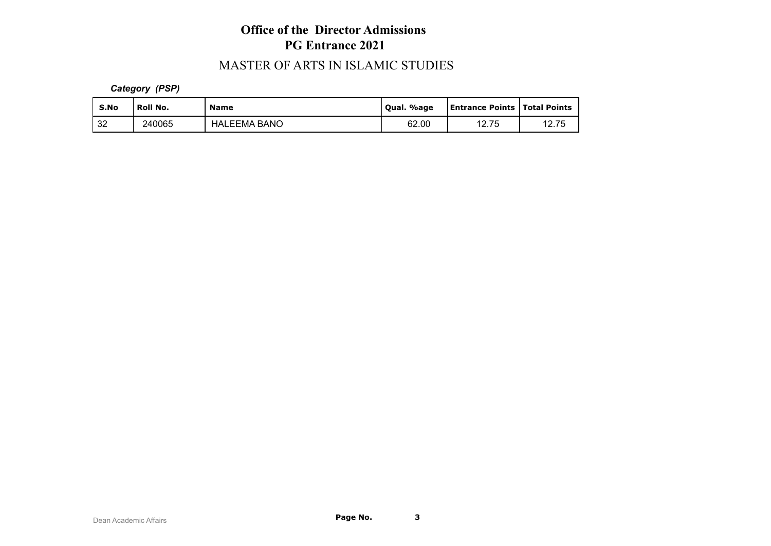# Office of the Director Admissions
## PG Entrance 2021

## MASTER OF ARTS IN ISLAMIC STUDIES

***Category (PSP)***

| S.No | Roll No. | Name | Qual. %age | Entrance Points | Total Points |
|---|---|---|---|---|---|
| 32 | 240065 | HALEEMA BANO | 62.00 | 12.75 | 12.75 |

Dean Academic Affairs